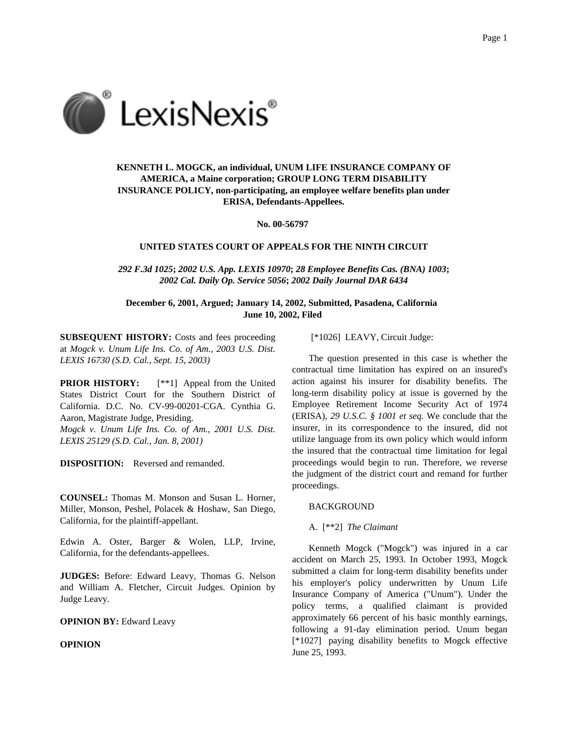**KENNETH L. MOGCK, an individual, UNUM LIFE INSURANCE COMPANY OF AMERICA, a Maine corporation; GROUP LONG TERM DISABILITY INSURANCE POLICY, non-participating, an employee welfare benefits plan under ERISA, Defendants-Appellees.**

**No. 00-56797**

**UNITED STATES COURT OF APPEALS FOR THE NINTH CIRCUIT**

***292 F.3d 1025*; *2002 U.S. App. LEXIS 10970*; *28 Employee Benefits Cas. (BNA) 1003*; *2002 Cal. Daily Op. Service 5056*; *2002 Daily Journal DAR 6434***

**December 6, 2001, Argued; January 14, 2002, Submitted, Pasadena, California**
**June 10, 2002, Filed**

**SUBSEQUENT HISTORY:** Costs and fees proceeding at *Mogck v. Unum Life Ins. Co. of Am., 2003 U.S. Dist. LEXIS 16730 (S.D. Cal., Sept. 15, 2003)*

**PRIOR HISTORY:** [**1] Appeal from the United States District Court for the Southern District of California. D.C. No. CV-99-00201-CGA. Cynthia G. Aaron, Magistrate Judge, Presiding.
*Mogck v. Unum Life Ins. Co. of Am., 2001 U.S. Dist. LEXIS 25129 (S.D. Cal., Jan. 8, 2001)*

**DISPOSITION:** Reversed and remanded.

**COUNSEL:** Thomas M. Monson and Susan L. Horner, Miller, Monson, Peshel, Polacek & Hoshaw, San Diego, California, for the plaintiff-appellant.

Edwin A. Oster, Barger & Wolen, LLP, Irvine, California, for the defendants-appellees.

**JUDGES:** Before: Edward Leavy, Thomas G. Nelson and William A. Fletcher, Circuit Judges. Opinion by Judge Leavy.

**OPINION BY:** Edward Leavy

**OPINION**

[*1026] LEAVY, Circuit Judge:

The question presented in this case is whether the contractual time limitation has expired on an insured's action against his insurer for disability benefits. The long-term disability policy at issue is governed by the Employee Retirement Income Security Act of 1974 (ERISA), *29 U.S.C. § 1001 et seq.* We conclude that the insurer, in its correspondence to the insured, did not utilize language from its own policy which would inform the insured that the contractual time limitation for legal proceedings would begin to run. Therefore, we reverse the judgment of the district court and remand for further proceedings.

BACKGROUND

A. [**2] *The Claimant*

Kenneth Mogck ("Mogck") was injured in a car accident on March 25, 1993. In October 1993, Mogck submitted a claim for long-term disability benefits under his employer's policy underwritten by Unum Life Insurance Company of America ("Unum"). Under the policy terms, a qualified claimant is provided approximately 66 percent of his basic monthly earnings, following a 91-day elimination period. Unum began [*1027] paying disability benefits to Mogck effective June 25, 1993.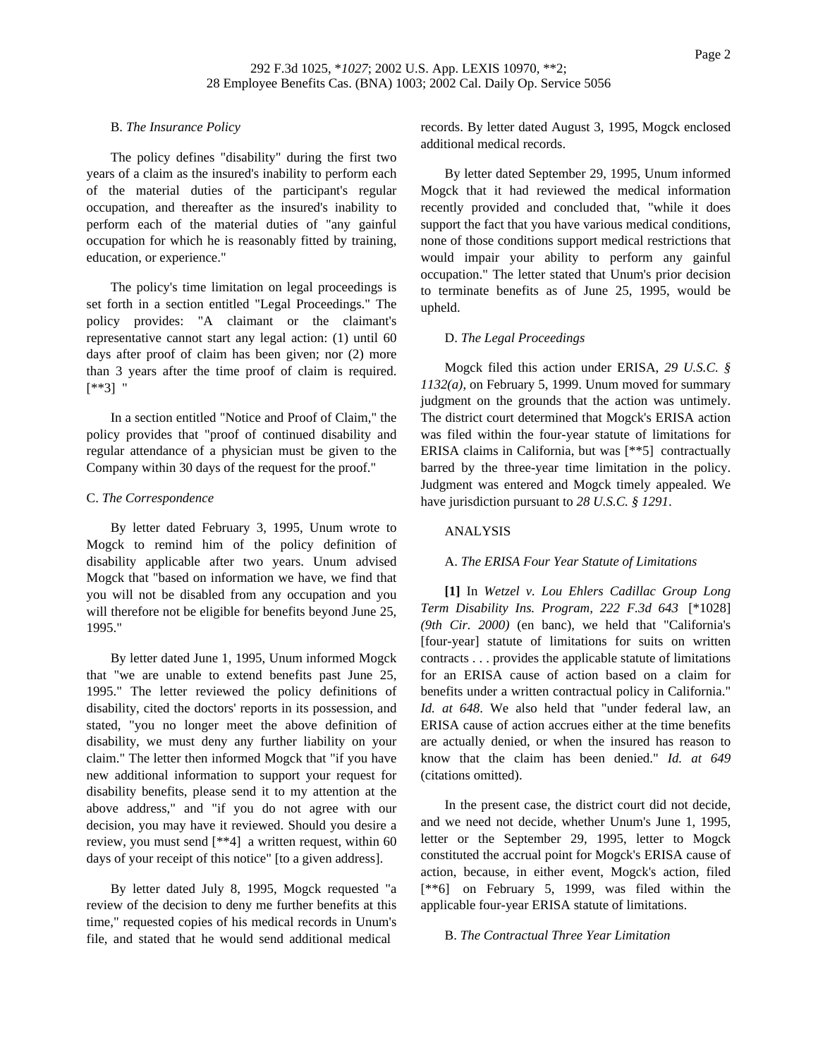B. *The Insurance Policy*

The policy defines "disability" during the first two years of a claim as the insured's inability to perform each of the material duties of the participant's regular occupation, and thereafter as the insured's inability to perform each of the material duties of "any gainful occupation for which he is reasonably fitted by training, education, or experience."

The policy's time limitation on legal proceedings is set forth in a section entitled "Legal Proceedings." The policy provides: "A claimant or the claimant's representative cannot start any legal action: (1) until 60 days after proof of claim has been given; nor (2) more than 3 years after the time proof of claim is required. [**3] "

In a section entitled "Notice and Proof of Claim," the policy provides that "proof of continued disability and regular attendance of a physician must be given to the Company within 30 days of the request for the proof."

C. *The Correspondence*

By letter dated February 3, 1995, Unum wrote to Mogck to remind him of the policy definition of disability applicable after two years. Unum advised Mogck that "based on information we have, we find that you will not be disabled from any occupation and you will therefore not be eligible for benefits beyond June 25, 1995."

By letter dated June 1, 1995, Unum informed Mogck that "we are unable to extend benefits past June 25, 1995." The letter reviewed the policy definitions of disability, cited the doctors' reports in its possession, and stated, "you no longer meet the above definition of disability, we must deny any further liability on your claim." The letter then informed Mogck that "if you have new additional information to support your request for disability benefits, please send it to my attention at the above address," and "if you do not agree with our decision, you may have it reviewed. Should you desire a review, you must send [**4] a written request, within 60 days of your receipt of this notice" [to a given address].

By letter dated July 8, 1995, Mogck requested "a review of the decision to deny me further benefits at this time," requested copies of his medical records in Unum's file, and stated that he would send additional medical records. By letter dated August 3, 1995, Mogck enclosed additional medical records.

By letter dated September 29, 1995, Unum informed Mogck that it had reviewed the medical information recently provided and concluded that, "while it does support the fact that you have various medical conditions, none of those conditions support medical restrictions that would impair your ability to perform any gainful occupation." The letter stated that Unum's prior decision to terminate benefits as of June 25, 1995, would be upheld.

D. *The Legal Proceedings*

Mogck filed this action under ERISA, *29 U.S.C. § 1132(a)*, on February 5, 1999. Unum moved for summary judgment on the grounds that the action was untimely. The district court determined that Mogck's ERISA action was filed within the four-year statute of limitations for ERISA claims in California, but was [**5] contractually barred by the three-year time limitation in the policy. Judgment was entered and Mogck timely appealed. We have jurisdiction pursuant to *28 U.S.C. § 1291*.

ANALYSIS

A. *The ERISA Four Year Statute of Limitations*

**[1]** In *Wetzel v. Lou Ehlers Cadillac Group Long Term Disability Ins. Program, 222 F.3d 643* [*1028] *(9th Cir. 2000)* (en banc), we held that "California's [four-year] statute of limitations for suits on written contracts . . . provides the applicable statute of limitations for an ERISA cause of action based on a claim for benefits under a written contractual policy in California." *Id. at 648*. We also held that "under federal law, an ERISA cause of action accrues either at the time benefits are actually denied, or when the insured has reason to know that the claim has been denied." *Id. at 649* (citations omitted).

In the present case, the district court did not decide, and we need not decide, whether Unum's June 1, 1995, letter or the September 29, 1995, letter to Mogck constituted the accrual point for Mogck's ERISA cause of action, because, in either event, Mogck's action, filed [**6] on February 5, 1999, was filed within the applicable four-year ERISA statute of limitations.

B. *The Contractual Three Year Limitation*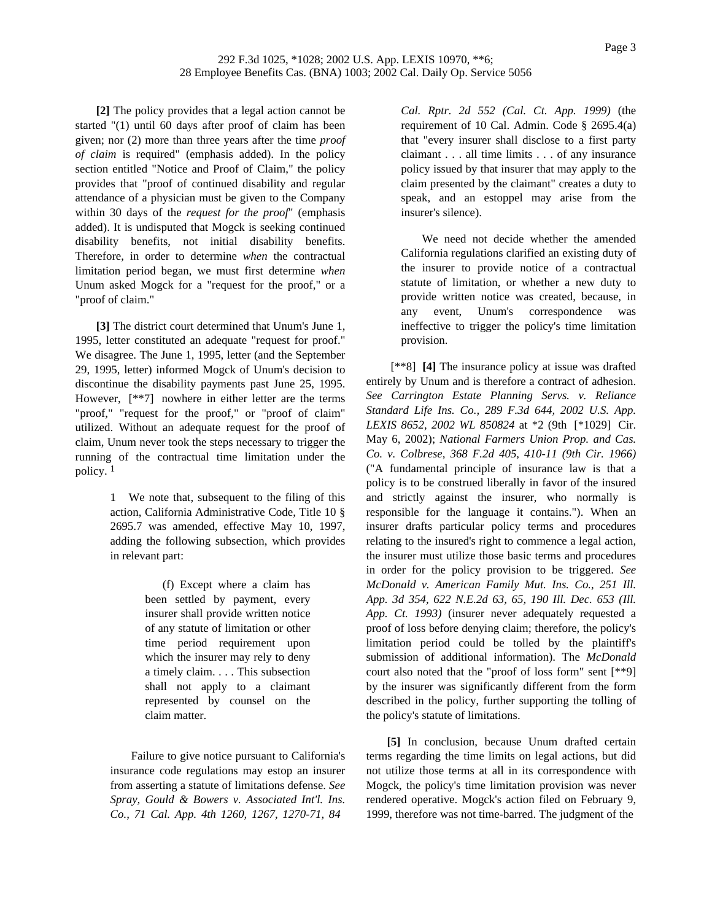**[2]** The policy provides that a legal action cannot be started "(1) until 60 days after proof of claim has been given; nor (2) more than three years after the time *proof of claim* is required" (emphasis added). In the policy section entitled "Notice and Proof of Claim," the policy provides that "proof of continued disability and regular attendance of a physician must be given to the Company within 30 days of the *request for the proof*" (emphasis added). It is undisputed that Mogck is seeking continued disability benefits, not initial disability benefits. Therefore, in order to determine *when* the contractual limitation period began, we must first determine *when* Unum asked Mogck for a "request for the proof," or a "proof of claim."

**[3]** The district court determined that Unum's June 1, 1995, letter constituted an adequate "request for proof." We disagree. The June 1, 1995, letter (and the September 29, 1995, letter) informed Mogck of Unum's decision to discontinue the disability payments past June 25, 1995. However, [**7] nowhere in either letter are the terms "proof," "request for the proof," or "proof of claim" utilized. Without an adequate request for the proof of claim, Unum never took the steps necessary to trigger the running of the contractual time limitation under the policy. [1]

> 1 We note that, subsequent to the filing of this action, California Administrative Code, Title 10 § 2695.7 was amended, effective May 10, 1997, adding the following subsection, which provides in relevant part:
>
> > (f) Except where a claim has been settled by payment, every insurer shall provide written notice of any statute of limitation or other time period requirement upon which the insurer may rely to deny a timely claim. . . . This subsection shall not apply to a claimant represented by counsel on the claim matter.
>
> Failure to give notice pursuant to California's insurance code regulations may estop an insurer from asserting a statute of limitations defense. *See Spray, Gould & Bowers v. Associated Int'l. Ins. Co., 71 Cal. App. 4th 1260, 1267, 1270-71, 84 Cal. Rptr. 2d 552 (Cal. Ct. App. 1999)* (the requirement of 10 Cal. Admin. Code § 2695.4(a) that "every insurer shall disclose to a first party claimant . . . all time limits . . . of any insurance policy issued by that insurer that may apply to the claim presented by the claimant" creates a duty to speak, and an estoppel may arise from the insurer's silence).
>
> We need not decide whether the amended California regulations clarified an existing duty of the insurer to provide notice of a contractual statute of limitation, or whether a new duty to provide written notice was created, because, in any event, Unum's correspondence was ineffective to trigger the policy's time limitation provision.

[**8] **[4]** The insurance policy at issue was drafted entirely by Unum and is therefore a contract of adhesion. *See Carrington Estate Planning Servs. v. Reliance Standard Life Ins. Co., 289 F.3d 644, 2002 U.S. App. LEXIS 8652, 2002 WL 850824* at *2 (9th [*1029] Cir. May 6, 2002); *National Farmers Union Prop. and Cas. Co. v. Colbrese, 368 F.2d 405, 410-11 (9th Cir. 1966)* ("A fundamental principle of insurance law is that a policy is to be construed liberally in favor of the insured and strictly against the insurer, who normally is responsible for the language it contains."). When an insurer drafts particular policy terms and procedures relating to the insured's right to commence a legal action, the insurer must utilize those basic terms and procedures in order for the policy provision to be triggered. *See McDonald v. American Family Mut. Ins. Co., 251 Ill. App. 3d 354, 622 N.E.2d 63, 65, 190 Ill. Dec. 653 (Ill. App. Ct. 1993)* (insurer never adequately requested a proof of loss before denying claim; therefore, the policy's limitation period could be tolled by the plaintiff's submission of additional information). The *McDonald* court also noted that the "proof of loss form" sent [**9] by the insurer was significantly different from the form described in the policy, further supporting the tolling of the policy's statute of limitations.

**[5]** In conclusion, because Unum drafted certain terms regarding the time limits on legal actions, but did not utilize those terms at all in its correspondence with Mogck, the policy's time limitation provision was never rendered operative. Mogck's action filed on February 9, 1999, therefore was not time-barred. The judgment of the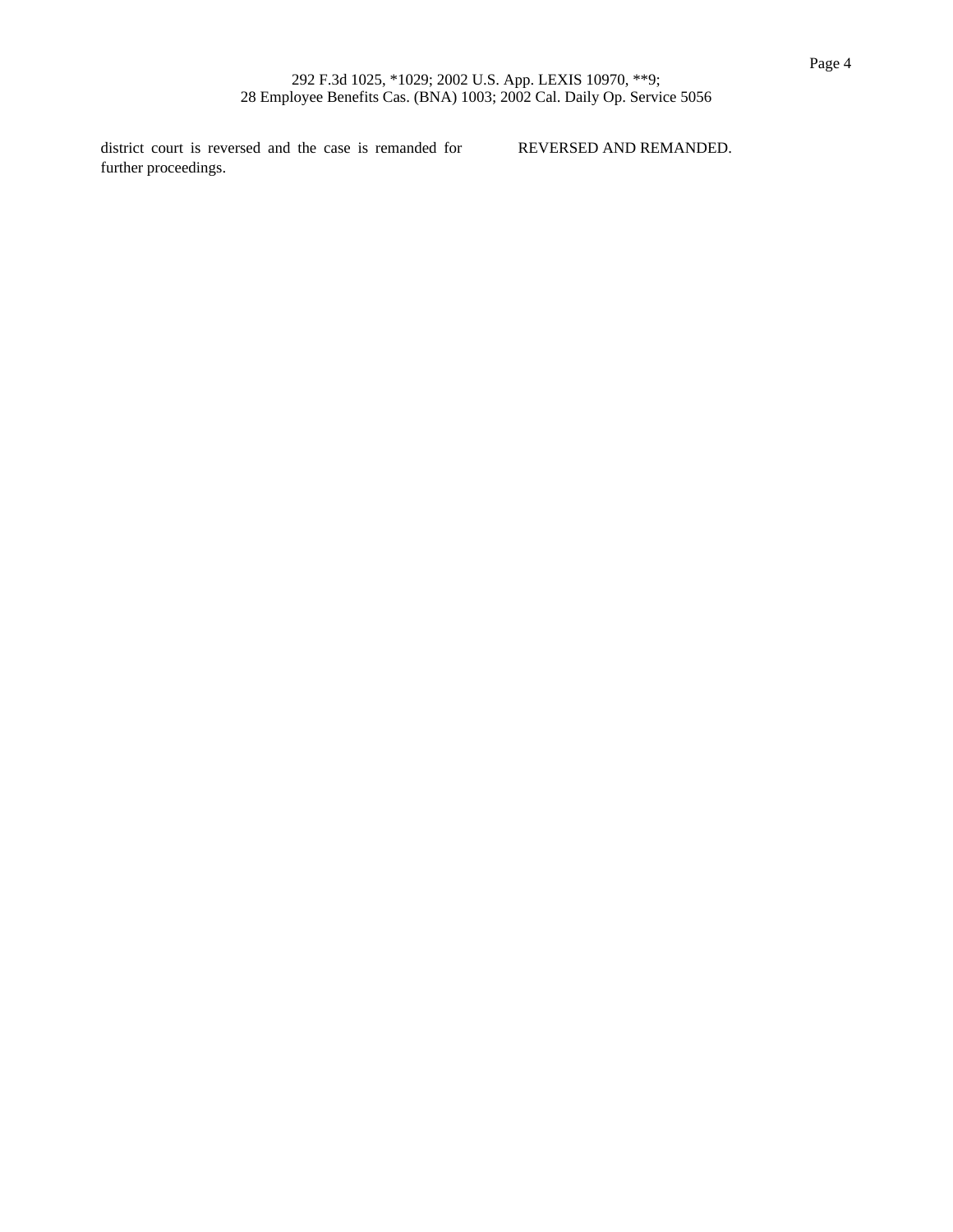district court is reversed and the case is remanded for further proceedings.

REVERSED AND REMANDED.